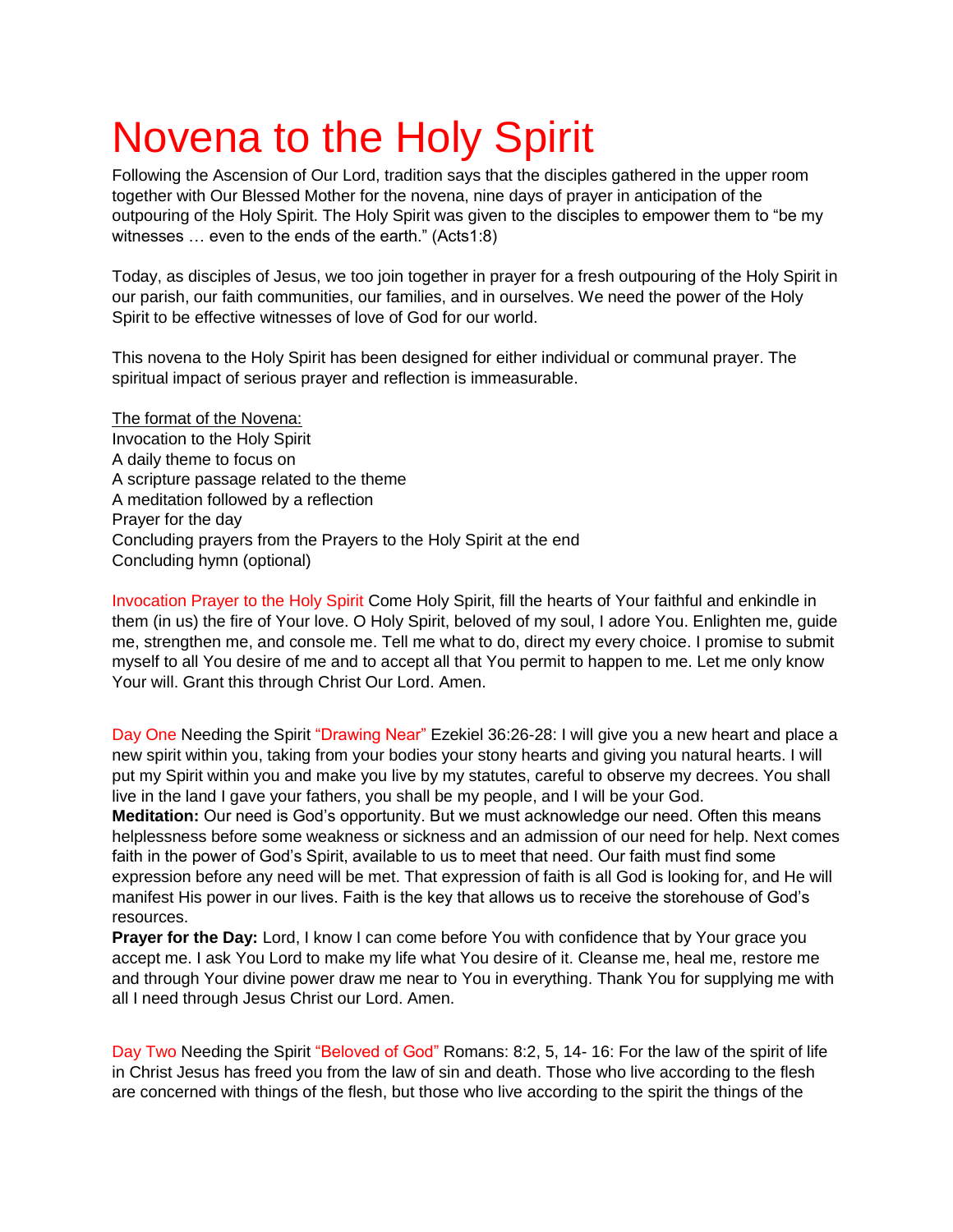# Novena to the Holy Spirit

Following the Ascension of Our Lord, tradition says that the disciples gathered in the upper room together with Our Blessed Mother for the novena, nine days of prayer in anticipation of the outpouring of the Holy Spirit. The Holy Spirit was given to the disciples to empower them to "be my witnesses … even to the ends of the earth." (Acts1:8)

Today, as disciples of Jesus, we too join together in prayer for a fresh outpouring of the Holy Spirit in our parish, our faith communities, our families, and in ourselves. We need the power of the Holy Spirit to be effective witnesses of love of God for our world.

This novena to the Holy Spirit has been designed for either individual or communal prayer. The spiritual impact of serious prayer and reflection is immeasurable.

<u>The format of the Novena:</u>
Invocation to the Holy Spirit
A daily theme to focus on
A scripture passage related to the theme
A meditation followed by a reflection
Prayer for the day
Concluding prayers from the Prayers to the Holy Spirit at the end
Concluding hymn (optional)

Invocation Prayer to the Holy Spirit Come Holy Spirit, fill the hearts of Your faithful and enkindle in them (in us) the fire of Your love. O Holy Spirit, beloved of my soul, I adore You. Enlighten me, guide me, strengthen me, and console me. Tell me what to do, direct my every choice. I promise to submit myself to all You desire of me and to accept all that You permit to happen to me. Let me only know Your will. Grant this through Christ Our Lord. Amen.

Day One Needing the Spirit "Drawing Near" Ezekiel 36:26-28: I will give you a new heart and place a new spirit within you, taking from your bodies your stony hearts and giving you natural hearts. I will put my Spirit within you and make you live by my statutes, careful to observe my decrees. You shall live in the land I gave your fathers, you shall be my people, and I will be your God.

**Meditation:** Our need is God's opportunity. But we must acknowledge our need. Often this means helplessness before some weakness or sickness and an admission of our need for help. Next comes faith in the power of God's Spirit, available to us to meet that need. Our faith must find some expression before any need will be met. That expression of faith is all God is looking for, and He will manifest His power in our lives. Faith is the key that allows us to receive the storehouse of God's resources.

**Prayer for the Day:** Lord, I know I can come before You with confidence that by Your grace you accept me. I ask You Lord to make my life what You desire of it. Cleanse me, heal me, restore me and through Your divine power draw me near to You in everything. Thank You for supplying me with all I need through Jesus Christ our Lord. Amen.

Day Two Needing the Spirit "Beloved of God" Romans: 8:2, 5, 14- 16: For the law of the spirit of life in Christ Jesus has freed you from the law of sin and death. Those who live according to the flesh are concerned with things of the flesh, but those who live according to the spirit the things of the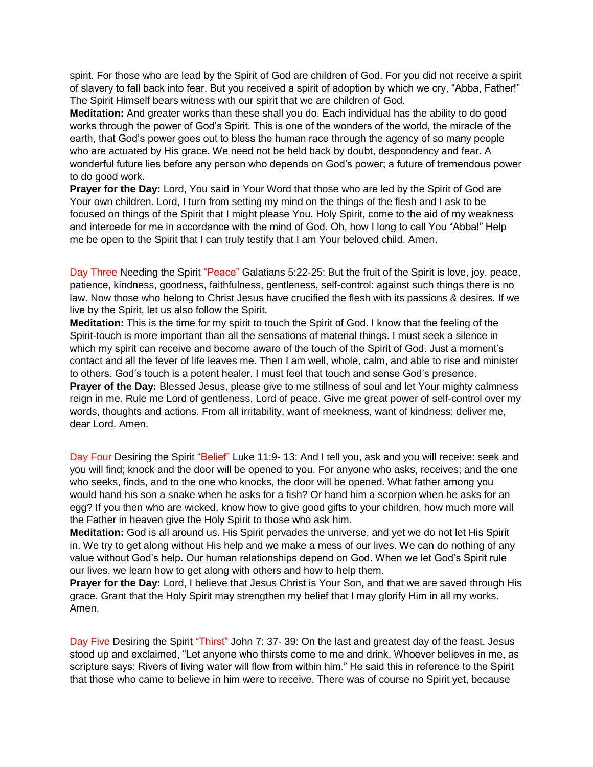spirit. For those who are lead by the Spirit of God are children of God. For you did not receive a spirit of slavery to fall back into fear. But you received a spirit of adoption by which we cry, "Abba, Father!" The Spirit Himself bears witness with our spirit that we are children of God.

**Meditation:** And greater works than these shall you do. Each individual has the ability to do good works through the power of God's Spirit. This is one of the wonders of the world, the miracle of the earth, that God's power goes out to bless the human race through the agency of so many people who are actuated by His grace. We need not be held back by doubt, despondency and fear. A wonderful future lies before any person who depends on God's power; a future of tremendous power to do good work.

**Prayer for the Day:** Lord, You said in Your Word that those who are led by the Spirit of God are Your own children. Lord, I turn from setting my mind on the things of the flesh and I ask to be focused on things of the Spirit that I might please You. Holy Spirit, come to the aid of my weakness and intercede for me in accordance with the mind of God. Oh, how I long to call You "Abba!" Help me be open to the Spirit that I can truly testify that I am Your beloved child. Amen.

Day Three Needing the Spirit "Peace" Galatians 5:22-25: But the fruit of the Spirit is love, joy, peace, patience, kindness, goodness, faithfulness, gentleness, self-control: against such things there is no law. Now those who belong to Christ Jesus have crucified the flesh with its passions & desires. If we live by the Spirit, let us also follow the Spirit.

**Meditation:** This is the time for my spirit to touch the Spirit of God. I know that the feeling of the Spirit-touch is more important than all the sensations of material things. I must seek a silence in which my spirit can receive and become aware of the touch of the Spirit of God. Just a moment's contact and all the fever of life leaves me. Then I am well, whole, calm, and able to rise and minister to others. God's touch is a potent healer. I must feel that touch and sense God's presence.

**Prayer of the Day:** Blessed Jesus, please give to me stillness of soul and let Your mighty calmness reign in me. Rule me Lord of gentleness, Lord of peace. Give me great power of self-control over my words, thoughts and actions. From all irritability, want of meekness, want of kindness; deliver me, dear Lord. Amen.

Day Four Desiring the Spirit "Belief" Luke 11:9- 13: And I tell you, ask and you will receive: seek and you will find; knock and the door will be opened to you. For anyone who asks, receives; and the one who seeks, finds, and to the one who knocks, the door will be opened. What father among you would hand his son a snake when he asks for a fish? Or hand him a scorpion when he asks for an egg? If you then who are wicked, know how to give good gifts to your children, how much more will the Father in heaven give the Holy Spirit to those who ask him.

**Meditation:** God is all around us. His Spirit pervades the universe, and yet we do not let His Spirit in. We try to get along without His help and we make a mess of our lives. We can do nothing of any value without God's help. Our human relationships depend on God. When we let God's Spirit rule our lives, we learn how to get along with others and how to help them.

**Prayer for the Day:** Lord, I believe that Jesus Christ is Your Son, and that we are saved through His grace. Grant that the Holy Spirit may strengthen my belief that I may glorify Him in all my works. Amen.

Day Five Desiring the Spirit "Thirst" John 7: 37- 39: On the last and greatest day of the feast, Jesus stood up and exclaimed, "Let anyone who thirsts come to me and drink. Whoever believes in me, as scripture says: Rivers of living water will flow from within him." He said this in reference to the Spirit that those who came to believe in him were to receive. There was of course no Spirit yet, because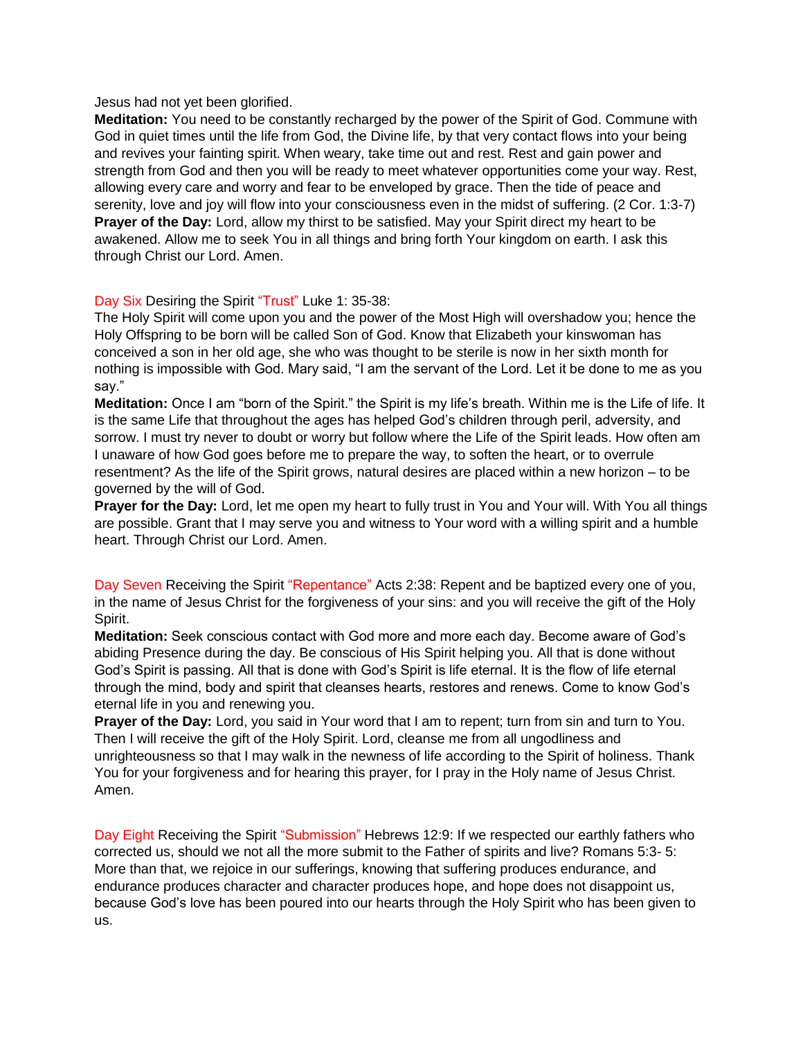Jesus had not yet been glorified.

**Meditation:** You need to be constantly recharged by the power of the Spirit of God. Commune with God in quiet times until the life from God, the Divine life, by that very contact flows into your being and revives your fainting spirit. When weary, take time out and rest. Rest and gain power and strength from God and then you will be ready to meet whatever opportunities come your way. Rest, allowing every care and worry and fear to be enveloped by grace. Then the tide of peace and serenity, love and joy will flow into your consciousness even in the midst of suffering. (2 Cor. 1:3-7)

**Prayer of the Day:** Lord, allow my thirst to be satisfied. May your Spirit direct my heart to be awakened. Allow me to seek You in all things and bring forth Your kingdom on earth. I ask this through Christ our Lord. Amen.

Day Six Desiring the Spirit "Trust" Luke 1: 35-38:

The Holy Spirit will come upon you and the power of the Most High will overshadow you; hence the Holy Offspring to be born will be called Son of God. Know that Elizabeth your kinswoman has conceived a son in her old age, she who was thought to be sterile is now in her sixth month for nothing is impossible with God. Mary said, "I am the servant of the Lord. Let it be done to me as you say."

**Meditation:** Once I am "born of the Spirit." the Spirit is my life's breath. Within me is the Life of life. It is the same Life that throughout the ages has helped God's children through peril, adversity, and sorrow. I must try never to doubt or worry but follow where the Life of the Spirit leads. How often am I unaware of how God goes before me to prepare the way, to soften the heart, or to overrule resentment? As the life of the Spirit grows, natural desires are placed within a new horizon – to be governed by the will of God.

**Prayer for the Day:** Lord, let me open my heart to fully trust in You and Your will. With You all things are possible. Grant that I may serve you and witness to Your word with a willing spirit and a humble heart. Through Christ our Lord. Amen.

Day Seven Receiving the Spirit "Repentance" Acts 2:38: Repent and be baptized every one of you, in the name of Jesus Christ for the forgiveness of your sins: and you will receive the gift of the Holy Spirit.

**Meditation:** Seek conscious contact with God more and more each day. Become aware of God's abiding Presence during the day. Be conscious of His Spirit helping you. All that is done without God's Spirit is passing. All that is done with God's Spirit is life eternal. It is the flow of life eternal through the mind, body and spirit that cleanses hearts, restores and renews. Come to know God's eternal life in you and renewing you.

**Prayer of the Day:** Lord, you said in Your word that I am to repent; turn from sin and turn to You. Then I will receive the gift of the Holy Spirit. Lord, cleanse me from all ungodliness and unrighteousness so that I may walk in the newness of life according to the Spirit of holiness. Thank You for your forgiveness and for hearing this prayer, for I pray in the Holy name of Jesus Christ. Amen.

Day Eight Receiving the Spirit "Submission" Hebrews 12:9: If we respected our earthly fathers who corrected us, should we not all the more submit to the Father of spirits and live? Romans 5:3- 5: More than that, we rejoice in our sufferings, knowing that suffering produces endurance, and endurance produces character and character produces hope, and hope does not disappoint us, because God's love has been poured into our hearts through the Holy Spirit who has been given to us.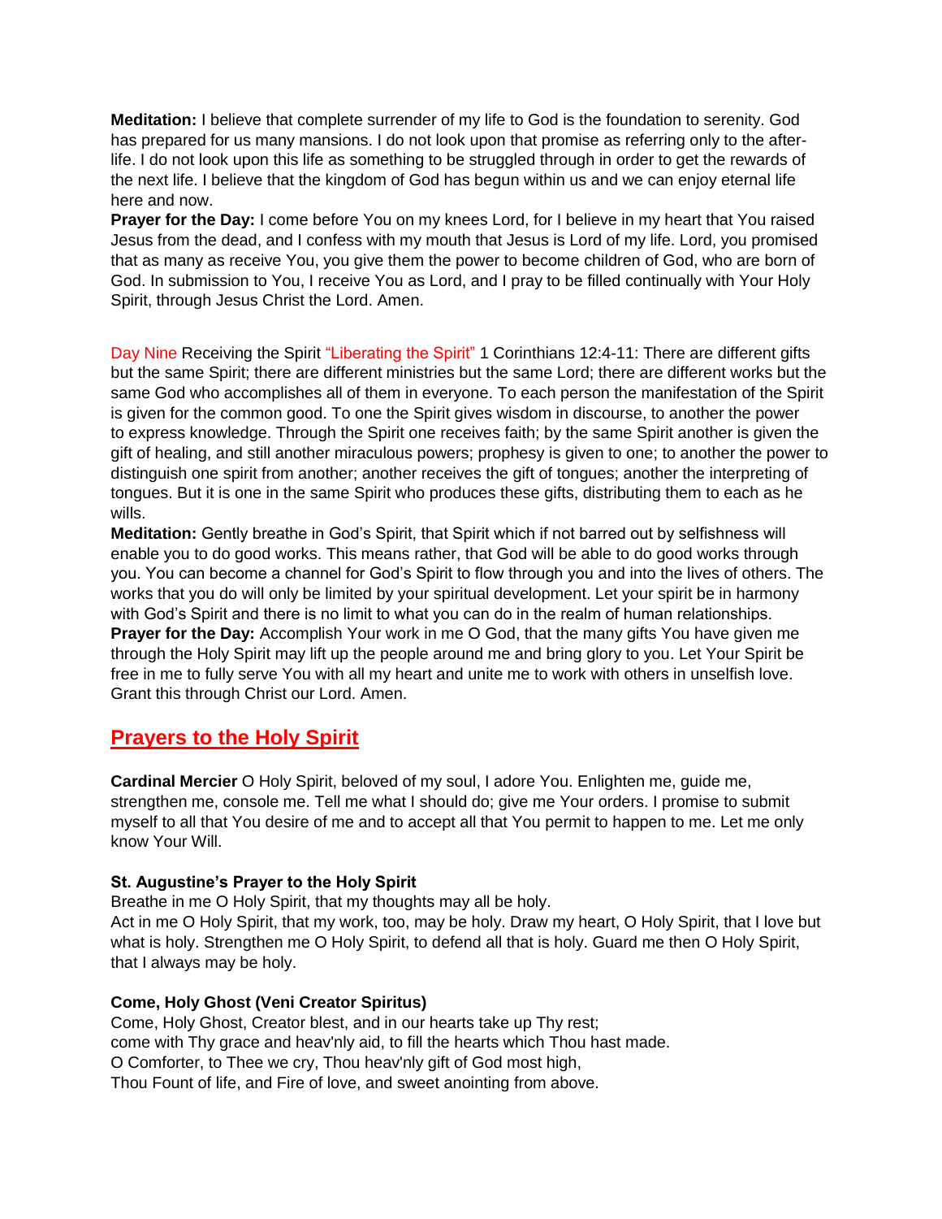**Meditation:** I believe that complete surrender of my life to God is the foundation to serenity. God has prepared for us many mansions. I do not look upon that promise as referring only to the after-life. I do not look upon this life as something to be struggled through in order to get the rewards of the next life. I believe that the kingdom of God has begun within us and we can enjoy eternal life here and now.

**Prayer for the Day:** I come before You on my knees Lord, for I believe in my heart that You raised Jesus from the dead, and I confess with my mouth that Jesus is Lord of my life. Lord, you promised that as many as receive You, you give them the power to become children of God, who are born of God. In submission to You, I receive You as Lord, and I pray to be filled continually with Your Holy Spirit, through Jesus Christ the Lord. Amen.

Day Nine Receiving the Spirit "Liberating the Spirit" 1 Corinthians 12:4-11: There are different gifts but the same Spirit; there are different ministries but the same Lord; there are different works but the same God who accomplishes all of them in everyone. To each person the manifestation of the Spirit is given for the common good. To one the Spirit gives wisdom in discourse, to another the power to express knowledge. Through the Spirit one receives faith; by the same Spirit another is given the gift of healing, and still another miraculous powers; prophesy is given to one; to another the power to distinguish one spirit from another; another receives the gift of tongues; another the interpreting of tongues. But it is one in the same Spirit who produces these gifts, distributing them to each as he wills.

**Meditation:** Gently breathe in God's Spirit, that Spirit which if not barred out by selfishness will enable you to do good works. This means rather, that God will be able to do good works through you. You can become a channel for God's Spirit to flow through you and into the lives of others. The works that you do will only be limited by your spiritual development. Let your spirit be in harmony with God's Spirit and there is no limit to what you can do in the realm of human relationships.

**Prayer for the Day:** Accomplish Your work in me O God, that the many gifts You have given me through the Holy Spirit may lift up the people around me and bring glory to you. Let Your Spirit be free in me to fully serve You with all my heart and unite me to work with others in unselfish love. Grant this through Christ our Lord. Amen.

## Prayers to the Holy Spirit

**Cardinal Mercier** O Holy Spirit, beloved of my soul, I adore You. Enlighten me, guide me, strengthen me, console me. Tell me what I should do; give me Your orders. I promise to submit myself to all that You desire of me and to accept all that You permit to happen to me. Let me only know Your Will.

**St. Augustine's Prayer to the Holy Spirit**

Breathe in me O Holy Spirit, that my thoughts may all be holy.
Act in me O Holy Spirit, that my work, too, may be holy. Draw my heart, O Holy Spirit, that I love but what is holy. Strengthen me O Holy Spirit, to defend all that is holy. Guard me then O Holy Spirit, that I always may be holy.

**Come, Holy Ghost (Veni Creator Spiritus)**

Come, Holy Ghost, Creator blest, and in our hearts take up Thy rest;
come with Thy grace and heav'nly aid, to fill the hearts which Thou hast made.
O Comforter, to Thee we cry, Thou heav'nly gift of God most high,
Thou Fount of life, and Fire of love, and sweet anointing from above.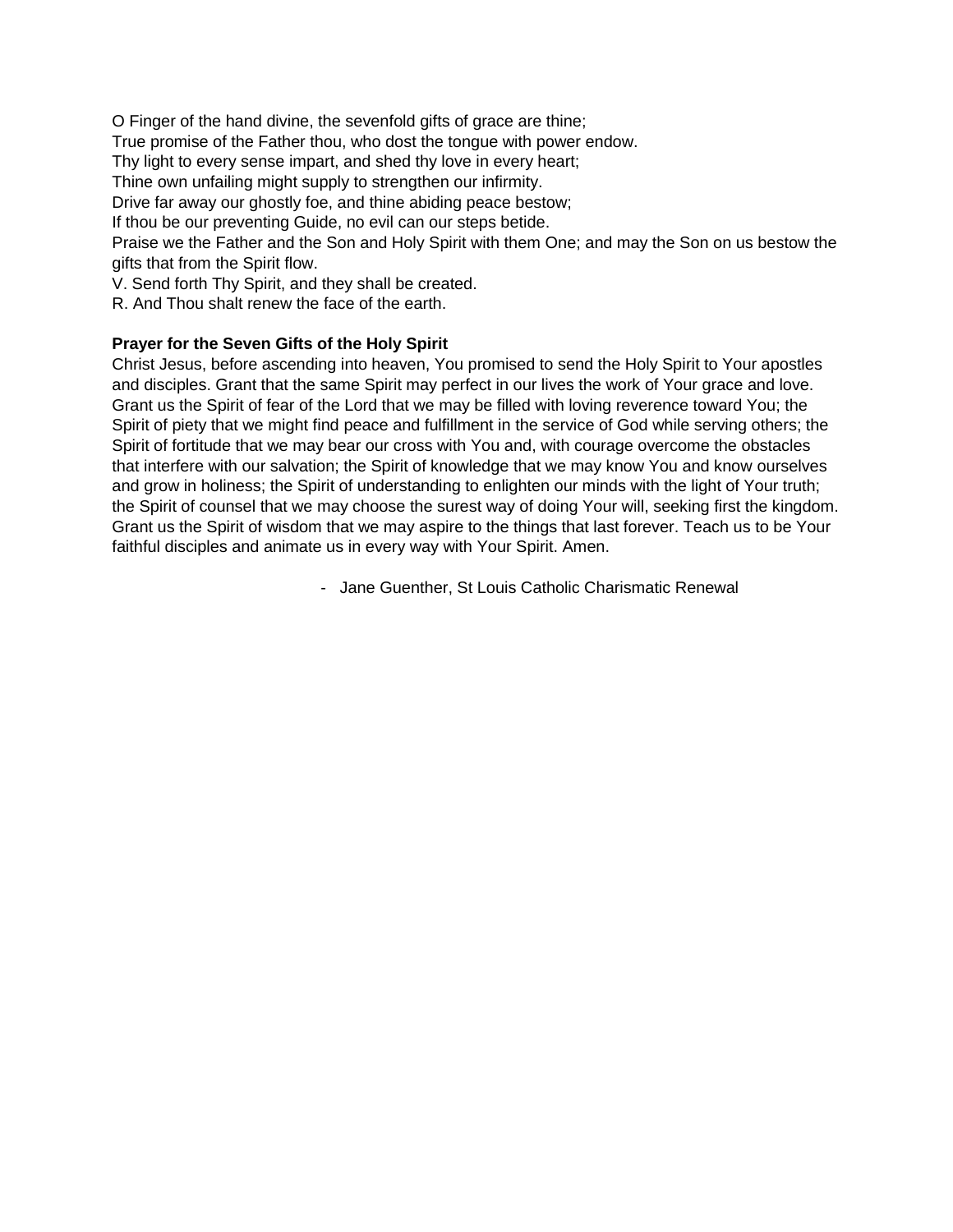O Finger of the hand divine, the sevenfold gifts of grace are thine;
True promise of the Father thou, who dost the tongue with power endow.
Thy light to every sense impart, and shed thy love in every heart;
Thine own unfailing might supply to strengthen our infirmity.
Drive far away our ghostly foe, and thine abiding peace bestow;
If thou be our preventing Guide, no evil can our steps betide.
Praise we the Father and the Son and Holy Spirit with them One; and may the Son on us bestow the gifts that from the Spirit flow.
V. Send forth Thy Spirit, and they shall be created.
R. And Thou shalt renew the face of the earth.

**Prayer for the Seven Gifts of the Holy Spirit**

Christ Jesus, before ascending into heaven, You promised to send the Holy Spirit to Your apostles and disciples. Grant that the same Spirit may perfect in our lives the work of Your grace and love. Grant us the Spirit of fear of the Lord that we may be filled with loving reverence toward You; the Spirit of piety that we might find peace and fulfillment in the service of God while serving others; the Spirit of fortitude that we may bear our cross with You and, with courage overcome the obstacles that interfere with our salvation; the Spirit of knowledge that we may know You and know ourselves and grow in holiness; the Spirit of understanding to enlighten our minds with the light of Your truth; the Spirit of counsel that we may choose the surest way of doing Your will, seeking first the kingdom. Grant us the Spirit of wisdom that we may aspire to the things that last forever. Teach us to be Your faithful disciples and animate us in every way with Your Spirit. Amen.

- Jane Guenther, St Louis Catholic Charismatic Renewal